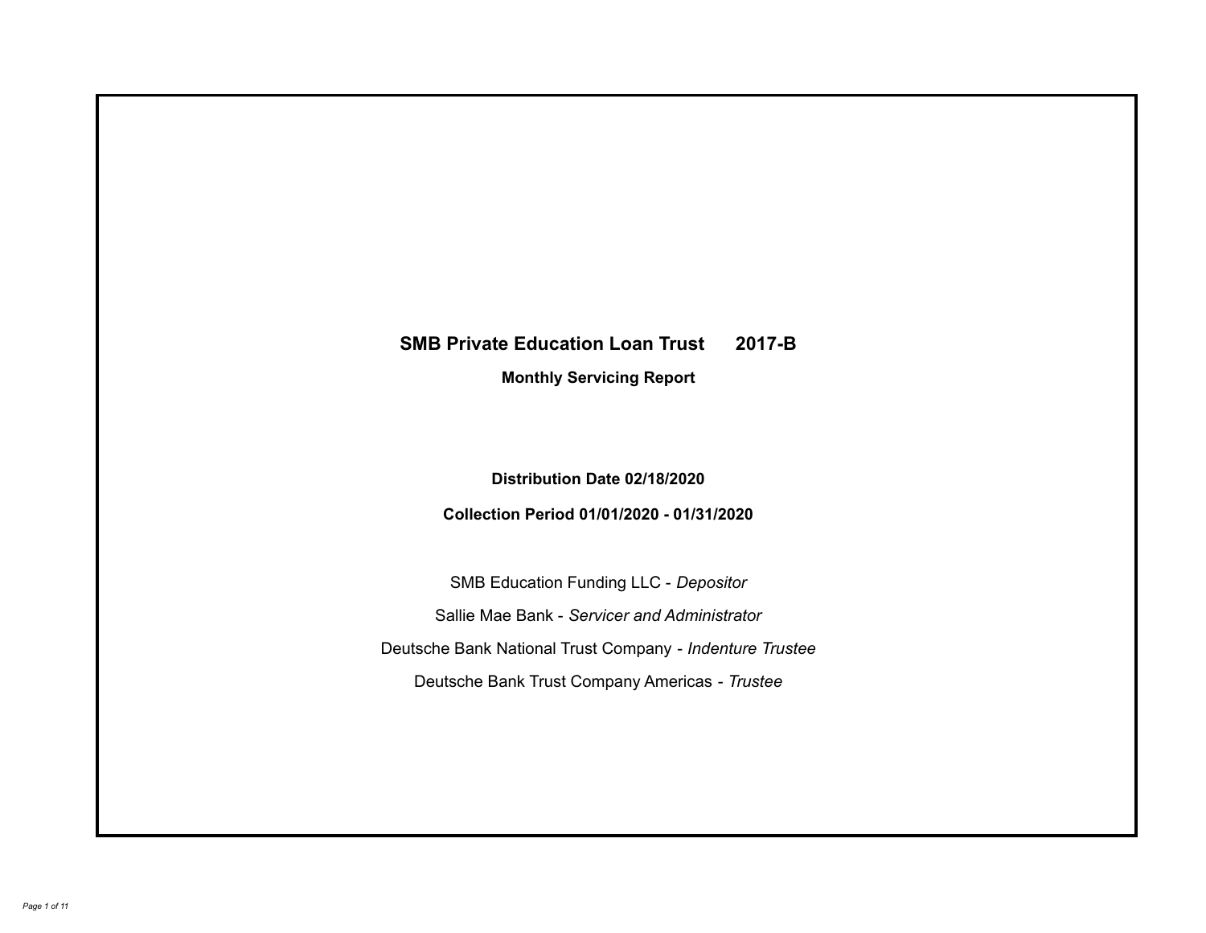# SMB Private Education Loan Trust 2017-B

## Monthly Servicing Report

**Distribution Date 02/18/2020**

**Collection Period 01/01/2020 - 01/31/2020**

SMB Education Funding LLC - *Depositor*

Sallie Mae Bank - *Servicer and Administrator*

Deutsche Bank National Trust Company - *Indenture Trustee*

Deutsche Bank Trust Company Americas - *Trustee*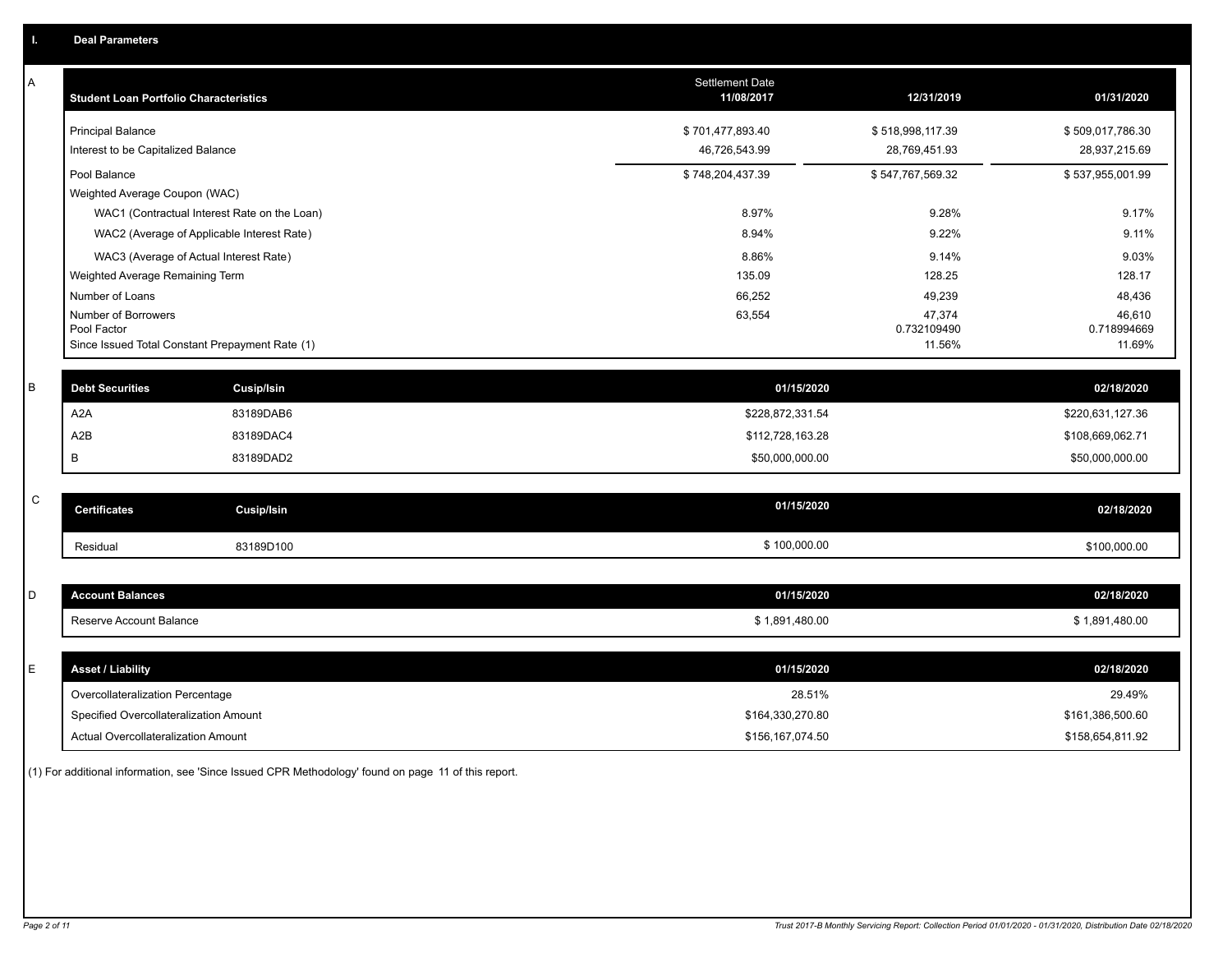## I. Deal Parameters

### A

| Student Loan Portfolio Characteristics | Settlement Date 11/08/2017 | 12/31/2019 | 01/31/2020 |
|---|---|---|---|
| Principal Balance | $ 701,477,893.40 | $ 518,998,117.39 | $ 509,017,786.30 |
| Interest to be Capitalized Balance | 46,726,543.99 | 28,769,451.93 | 28,937,215.69 |
| Pool Balance | $ 748,204,437.39 | $ 547,767,569.32 | $ 537,955,001.99 |
| Weighted Average Coupon (WAC) | | | |
| WAC1 (Contractual Interest Rate on the Loan) | 8.97% | 9.28% | 9.17% |
| WAC2 (Average of Applicable Interest Rate) | 8.94% | 9.22% | 9.11% |
| WAC3 (Average of Actual Interest Rate) | 8.86% | 9.14% | 9.03% |
| Weighted Average Remaining Term | 135.09 | 128.25 | 128.17 |
| Number of Loans | 66,252 | 49,239 | 48,436 |
| Number of Borrowers | 63,554 | 47,374 | 46,610 |
| Pool Factor | | 0.732109490 | 0.718994669 |
| Since Issued Total Constant Prepayment Rate (1) | | 11.56% | 11.69% |

### B

| Debt Securities | Cusip/Isin | 01/15/2020 | 02/18/2020 |
|---|---|---|---|
| A2A | 83189DAB6 | $228,872,331.54 | $220,631,127.36 |
| A2B | 83189DAC4 | $112,728,163.28 | $108,669,062.71 |
| B | 83189DAD2 | $50,000,000.00 | $50,000,000.00 |

### C

| Certificates | Cusip/Isin | 01/15/2020 | 02/18/2020 |
|---|---|---|---|
| Residual | 83189D100 | $ 100,000.00 | $100,000.00 |

### D

| Account Balances | 01/15/2020 | 02/18/2020 |
|---|---|---|
| Reserve Account Balance | $ 1,891,480.00 | $ 1,891,480.00 |

### E

| Asset / Liability | 01/15/2020 | 02/18/2020 |
|---|---|---|
| Overcollateralization Percentage | 28.51% | 29.49% |
| Specified Overcollateralization Amount | $164,330,270.80 | $161,386,500.60 |
| Actual Overcollateralization Amount | $156,167,074.50 | $158,654,811.92 |

(1) For additional information, see 'Since Issued CPR Methodology' found on page 11 of this report.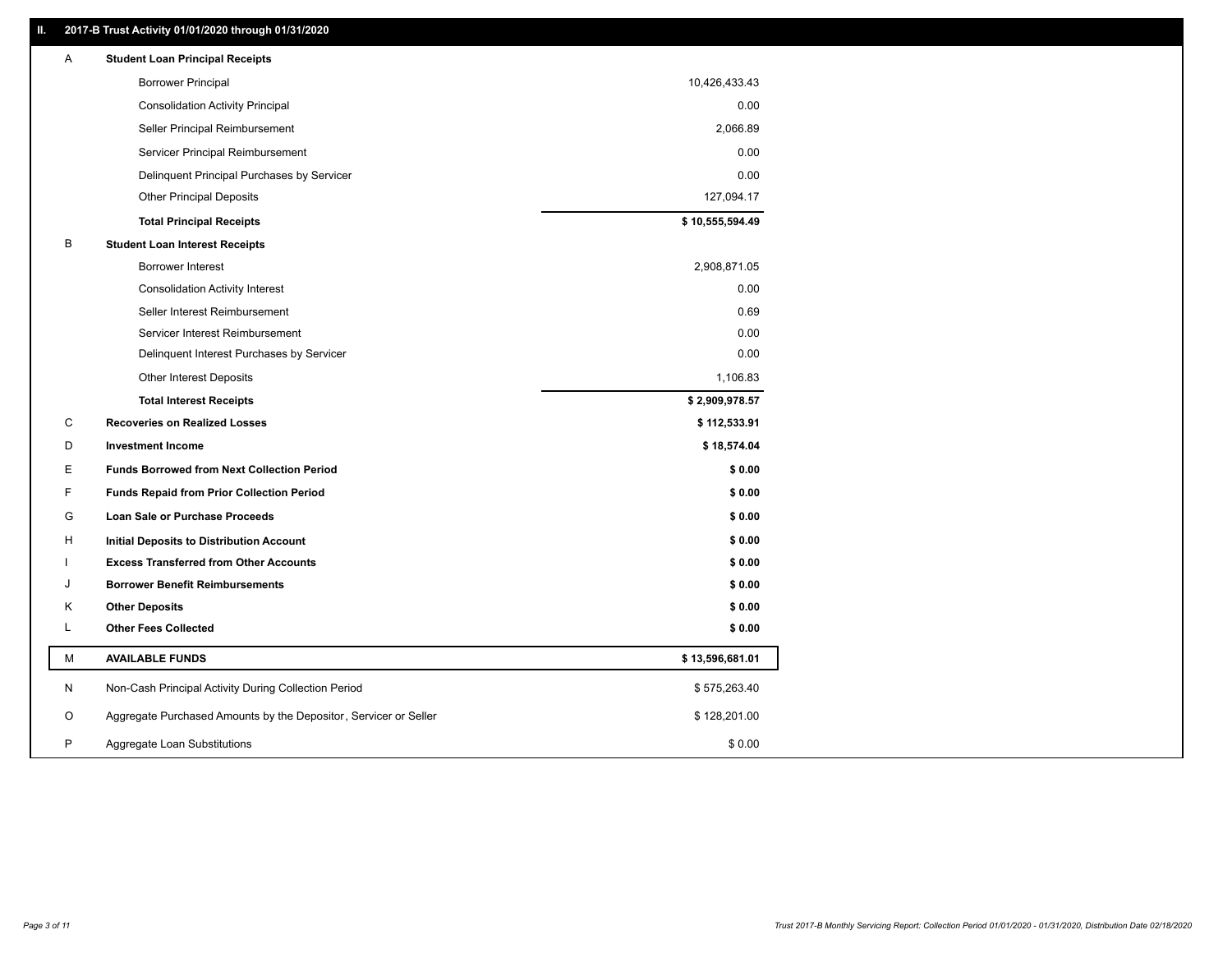## II. 2017-B Trust Activity 01/01/2020 through 01/31/2020

| | | |
|---|---|---|
| A | **Student Loan Principal Receipts** | |
| | Borrower Principal | 10,426,433.43 |
| | Consolidation Activity Principal | 0.00 |
| | Seller Principal Reimbursement | 2,066.89 |
| | Servicer Principal Reimbursement | 0.00 |
| | Delinquent Principal Purchases by Servicer | 0.00 |
| | Other Principal Deposits | 127,094.17 |
| | **Total Principal Receipts** | **$ 10,555,594.49** |
| B | **Student Loan Interest Receipts** | |
| | Borrower Interest | 2,908,871.05 |
| | Consolidation Activity Interest | 0.00 |
| | Seller Interest Reimbursement | 0.69 |
| | Servicer Interest Reimbursement | 0.00 |
| | Delinquent Interest Purchases by Servicer | 0.00 |
| | Other Interest Deposits | 1,106.83 |
| | **Total Interest Receipts** | **$ 2,909,978.57** |
| C | **Recoveries on Realized Losses** | **$ 112,533.91** |
| D | **Investment Income** | **$ 18,574.04** |
| E | **Funds Borrowed from Next Collection Period** | **$ 0.00** |
| F | **Funds Repaid from Prior Collection Period** | **$ 0.00** |
| G | **Loan Sale or Purchase Proceeds** | **$ 0.00** |
| H | **Initial Deposits to Distribution Account** | **$ 0.00** |
| I | **Excess Transferred from Other Accounts** | **$ 0.00** |
| J | **Borrower Benefit Reimbursements** | **$ 0.00** |
| K | **Other Deposits** | **$ 0.00** |
| L | **Other Fees Collected** | **$ 0.00** |
| M | **AVAILABLE FUNDS** | **$ 13,596,681.01** |
| N | Non-Cash Principal Activity During Collection Period | $ 575,263.40 |
| O | Aggregate Purchased Amounts by the Depositor, Servicer or Seller | $ 128,201.00 |
| P | Aggregate Loan Substitutions | $ 0.00 |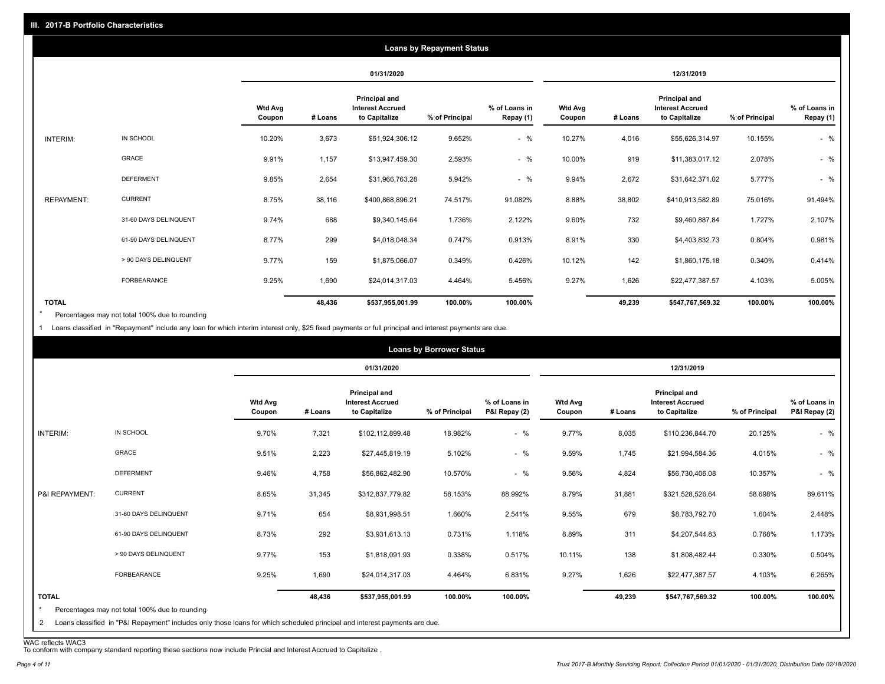## III. 2017-B Portfolio Characteristics

### Loans by Repayment Status

| | | 01/31/2020 | | | | | 12/31/2019 | | | | |
|---|---|---|---|---|---|---|---|---|---|---|---|
| | | Wtd Avg Coupon | # Loans | Principal and Interest Accrued to Capitalize | % of Principal | % of Loans in Repay (1) | Wtd Avg Coupon | # Loans | Principal and Interest Accrued to Capitalize | % of Principal | % of Loans in Repay (1) |
| INTERIM: | IN SCHOOL | 10.20% | 3,673 | $51,924,306.12 | 9.652% | - % | 10.27% | 4,016 | $55,626,314.97 | 10.155% | - % |
| | GRACE | 9.91% | 1,157 | $13,947,459.30 | 2.593% | - % | 10.00% | 919 | $11,383,017.12 | 2.078% | - % |
| | DEFERMENT | 9.85% | 2,654 | $31,966,763.28 | 5.942% | - % | 9.94% | 2,672 | $31,642,371.02 | 5.777% | - % |
| REPAYMENT: | CURRENT | 8.75% | 38,116 | $400,868,896.21 | 74.517% | 91.082% | 8.88% | 38,802 | $410,913,582.89 | 75.016% | 91.494% |
| | 31-60 DAYS DELINQUENT | 9.74% | 688 | $9,340,145.64 | 1.736% | 2.122% | 9.60% | 732 | $9,460,887.84 | 1.727% | 2.107% |
| | 61-90 DAYS DELINQUENT | 8.77% | 299 | $4,018,048.34 | 0.747% | 0.913% | 8.91% | 330 | $4,403,832.73 | 0.804% | 0.981% |
| | > 90 DAYS DELINQUENT | 9.77% | 159 | $1,875,066.07 | 0.349% | 0.426% | 10.12% | 142 | $1,860,175.18 | 0.340% | 0.414% |
| | FORBEARANCE | 9.25% | 1,690 | $24,014,317.03 | 4.464% | 5.456% | 9.27% | 1,626 | $22,477,387.57 | 4.103% | 5.005% |
| TOTAL | | | 48,436 | $537,955,001.99 | 100.00% | 100.00% | | 49,239 | $547,767,569.32 | 100.00% | 100.00% |

\* Percentages may not total 100% due to rounding

1 Loans classified in "Repayment" include any loan for which interim interest only, $25 fixed payments or full principal and interest payments are due.

### Loans by Borrower Status

| | | 01/31/2020 | | | | | 12/31/2019 | | | | |
|---|---|---|---|---|---|---|---|---|---|---|---|
| | | Wtd Avg Coupon | # Loans | Principal and Interest Accrued to Capitalize | % of Principal | % of Loans in P&I Repay (2) | Wtd Avg Coupon | # Loans | Principal and Interest Accrued to Capitalize | % of Principal | % of Loans in P&I Repay (2) |
| INTERIM: | IN SCHOOL | 9.70% | 7,321 | $102,112,899.48 | 18.982% | - % | 9.77% | 8,035 | $110,236,844.70 | 20.125% | - % |
| | GRACE | 9.51% | 2,223 | $27,445,819.19 | 5.102% | - % | 9.59% | 1,745 | $21,994,584.36 | 4.015% | - % |
| | DEFERMENT | 9.46% | 4,758 | $56,862,482.90 | 10.570% | - % | 9.56% | 4,824 | $56,730,406.08 | 10.357% | - % |
| P&I REPAYMENT: | CURRENT | 8.65% | 31,345 | $312,837,779.82 | 58.153% | 88.992% | 8.79% | 31,881 | $321,528,526.64 | 58.698% | 89.611% |
| | 31-60 DAYS DELINQUENT | 9.71% | 654 | $8,931,998.51 | 1.660% | 2.541% | 9.55% | 679 | $8,783,792.70 | 1.604% | 2.448% |
| | 61-90 DAYS DELINQUENT | 8.73% | 292 | $3,931,613.13 | 0.731% | 1.118% | 8.89% | 311 | $4,207,544.83 | 0.768% | 1.173% |
| | > 90 DAYS DELINQUENT | 9.77% | 153 | $1,818,091.93 | 0.338% | 0.517% | 10.11% | 138 | $1,808,482.44 | 0.330% | 0.504% |
| | FORBEARANCE | 9.25% | 1,690 | $24,014,317.03 | 4.464% | 6.831% | 9.27% | 1,626 | $22,477,387.57 | 4.103% | 6.265% |
| TOTAL | | | 48,436 | $537,955,001.99 | 100.00% | 100.00% | | 49,239 | $547,767,569.32 | 100.00% | 100.00% |

\* Percentages may not total 100% due to rounding

2 Loans classified in "P&I Repayment" includes only those loans for which scheduled principal and interest payments are due.

WAC reflects WAC3

To conform with company standard reporting these sections now include Princial and Interest Accrued to Capitalize .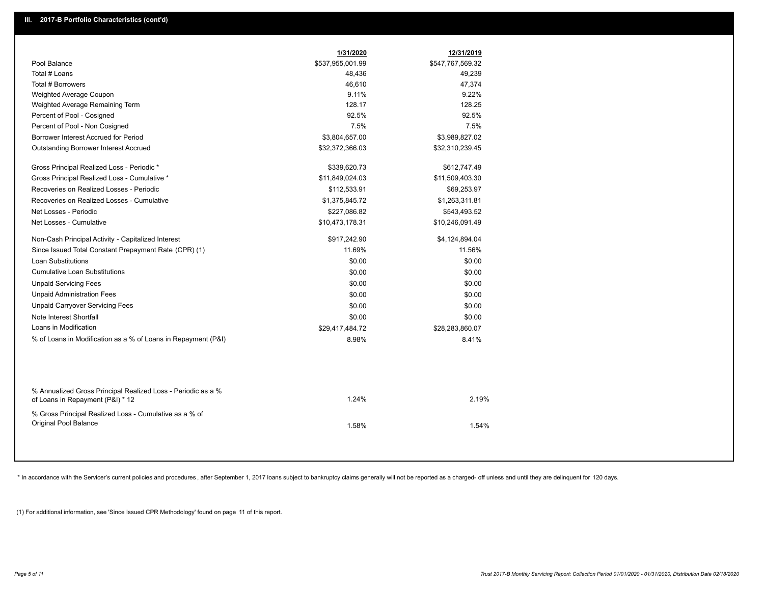## III. 2017-B Portfolio Characteristics (cont'd)

| | 1/31/2020 | 12/31/2019 |
|---|---|---|
| Pool Balance | $537,955,001.99 | $547,767,569.32 |
| Total # Loans | 48,436 | 49,239 |
| Total # Borrowers | 46,610 | 47,374 |
| Weighted Average Coupon | 9.11% | 9.22% |
| Weighted Average Remaining Term | 128.17 | 128.25 |
| Percent of Pool - Cosigned | 92.5% | 92.5% |
| Percent of Pool - Non Cosigned | 7.5% | 7.5% |
| Borrower Interest Accrued for Period | $3,804,657.00 | $3,989,827.02 |
| Outstanding Borrower Interest Accrued | $32,372,366.03 | $32,310,239.45 |
| Gross Principal Realized Loss - Periodic * | $339,620.73 | $612,747.49 |
| Gross Principal Realized Loss - Cumulative * | $11,849,024.03 | $11,509,403.30 |
| Recoveries on Realized Losses - Periodic | $112,533.91 | $69,253.97 |
| Recoveries on Realized Losses - Cumulative | $1,375,845.72 | $1,263,311.81 |
| Net Losses - Periodic | $227,086.82 | $543,493.52 |
| Net Losses - Cumulative | $10,473,178.31 | $10,246,091.49 |
| Non-Cash Principal Activity - Capitalized Interest | $917,242.90 | $4,124,894.04 |
| Since Issued Total Constant Prepayment Rate (CPR) (1) | 11.69% | 11.56% |
| Loan Substitutions | $0.00 | $0.00 |
| Cumulative Loan Substitutions | $0.00 | $0.00 |
| Unpaid Servicing Fees | $0.00 | $0.00 |
| Unpaid Administration Fees | $0.00 | $0.00 |
| Unpaid Carryover Servicing Fees | $0.00 | $0.00 |
| Note Interest Shortfall | $0.00 | $0.00 |
| Loans in Modification | $29,417,484.72 | $28,283,860.07 |
| % of Loans in Modification as a % of Loans in Repayment (P&I) | 8.98% | 8.41% |
| % Annualized Gross Principal Realized Loss - Periodic as a % of Loans in Repayment (P&I) * 12 | 1.24% | 2.19% |
| % Gross Principal Realized Loss - Cumulative as a % of Original Pool Balance | 1.58% | 1.54% |

* In accordance with the Servicer's current policies and procedures , after September 1, 2017 loans subject to bankruptcy claims generally will not be reported as a charged- off unless and until they are delinquent for 120 days.

(1) For additional information, see 'Since Issued CPR Methodology' found on page 11 of this report.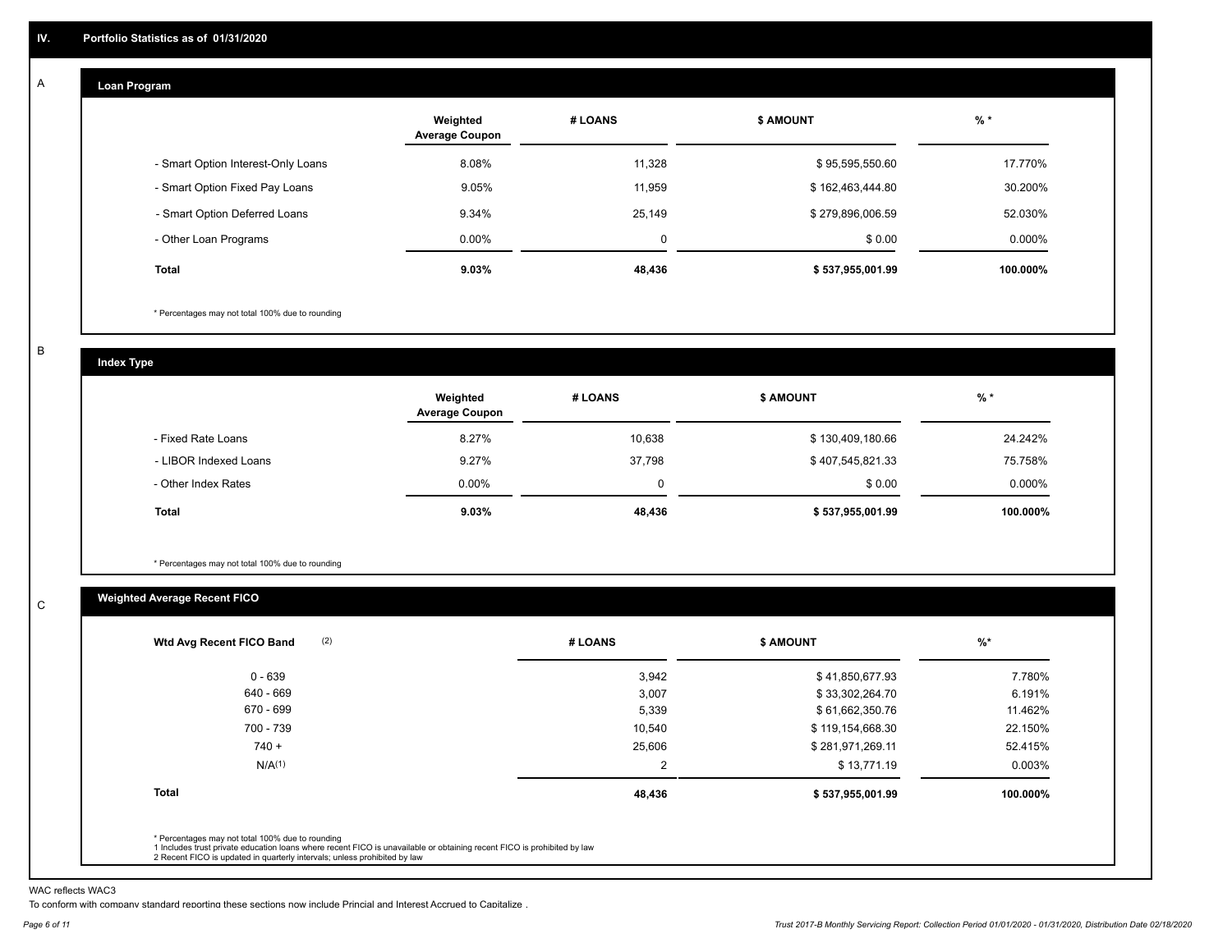## IV. Portfolio Statistics as of 01/31/2020

### A. Loan Program

| | Weighted Average Coupon | # LOANS | $ AMOUNT | % * |
|---|---|---|---|---|
| - Smart Option Interest-Only Loans | 8.08% | 11,328 | $ 95,595,550.60 | 17.770% |
| - Smart Option Fixed Pay Loans | 9.05% | 11,959 | $ 162,463,444.80 | 30.200% |
| - Smart Option Deferred Loans | 9.34% | 25,149 | $ 279,896,006.59 | 52.030% |
| - Other Loan Programs | 0.00% | 0 | $ 0.00 | 0.000% |
| **Total** | **9.03%** | **48,436** | **$ 537,955,001.99** | **100.000%** |

\* Percentages may not total 100% due to rounding

### B. Index Type

| | Weighted Average Coupon | # LOANS | $ AMOUNT | % * |
|---|---|---|---|---|
| - Fixed Rate Loans | 8.27% | 10,638 | $ 130,409,180.66 | 24.242% |
| - LIBOR Indexed Loans | 9.27% | 37,798 | $ 407,545,821.33 | 75.758% |
| - Other Index Rates | 0.00% | 0 | $ 0.00 | 0.000% |
| **Total** | **9.03%** | **48,436** | **$ 537,955,001.99** | **100.000%** |

\* Percentages may not total 100% due to rounding

### C. Weighted Average Recent FICO

| Wtd Avg Recent FICO Band (2) | # LOANS | $ AMOUNT | %* |
|---|---|---|---|
| 0 - 639 | 3,942 | $ 41,850,677.93 | 7.780% |
| 640 - 669 | 3,007 | $ 33,302,264.70 | 6.191% |
| 670 - 699 | 5,339 | $ 61,662,350.76 | 11.462% |
| 700 - 739 | 10,540 | $ 119,154,668.30 | 22.150% |
| 740 + | 25,606 | $ 281,971,269.11 | 52.415% |
| N/A(1) | 2 | $ 13,771.19 | 0.003% |
| **Total** | **48,436** | **$ 537,955,001.99** | **100.000%** |

\* Percentages may not total 100% due to rounding
1 Includes trust private education loans where recent FICO is unavailable or obtaining recent FICO is prohibited by law
2 Recent FICO is updated in quarterly intervals; unless prohibited by law

WAC reflects WAC3
To conform with company standard reporting these sections now include Princial and Interest Accrued to Capitalize .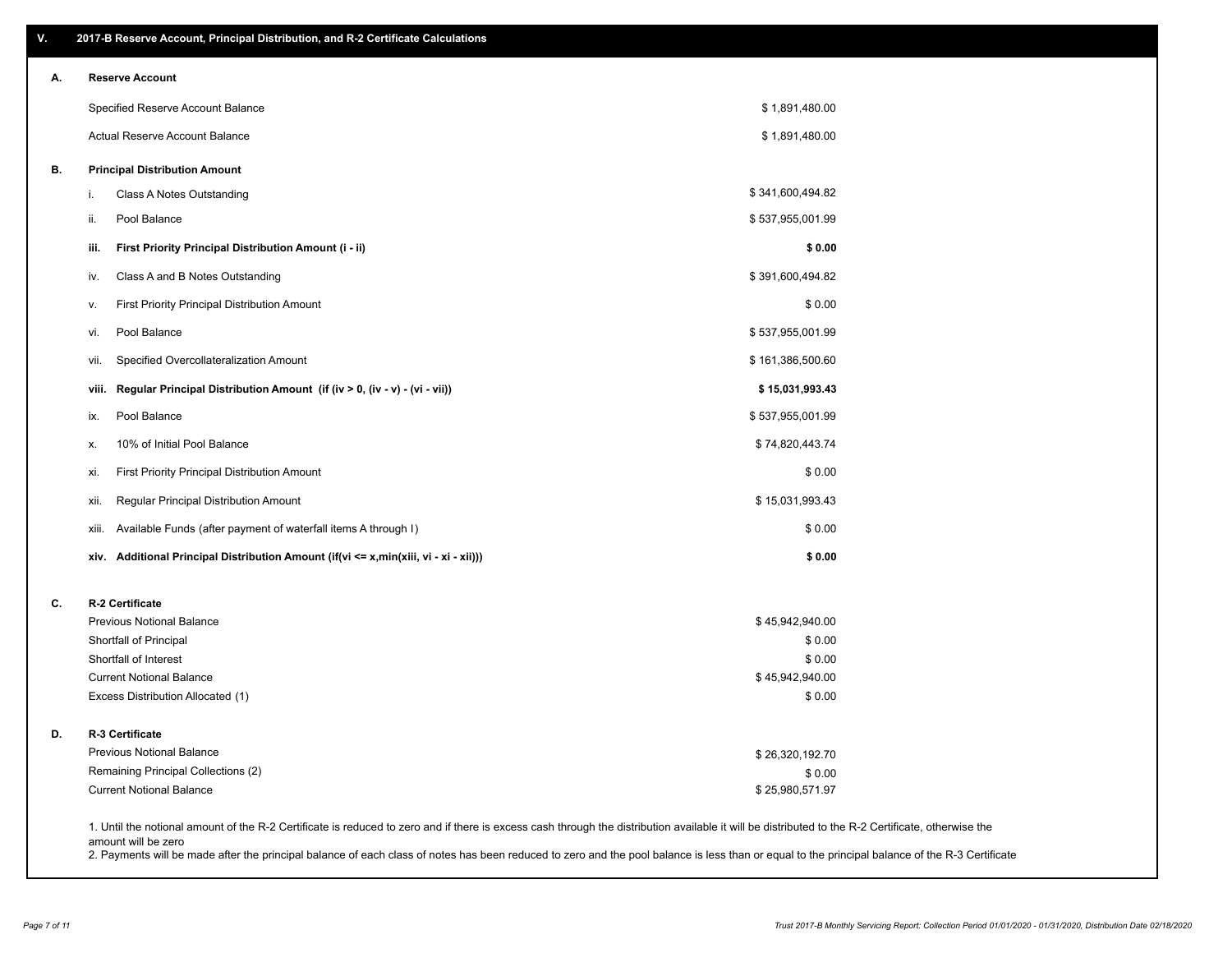## V. 2017-B Reserve Account, Principal Distribution, and R-2 Certificate Calculations

### A. Reserve Account

| | |
|---|---|
| Specified Reserve Account Balance | $ 1,891,480.00 |
| Actual Reserve Account Balance | $ 1,891,480.00 |

### B. Principal Distribution Amount

| | | |
|---|---|---|
| i. | Class A Notes Outstanding | $ 341,600,494.82 |
| ii. | Pool Balance | $ 537,955,001.99 |
| **iii.** | **First Priority Principal Distribution Amount (i - ii)** | **$ 0.00** |
| iv. | Class A and B Notes Outstanding | $ 391,600,494.82 |
| v. | First Priority Principal Distribution Amount | $ 0.00 |
| vi. | Pool Balance | $ 537,955,001.99 |
| vii. | Specified Overcollateralization Amount | $ 161,386,500.60 |
| **viii.** | **Regular Principal Distribution Amount (if (iv > 0, (iv - v) - (vi - vii))** | **$ 15,031,993.43** |
| ix. | Pool Balance | $ 537,955,001.99 |
| x. | 10% of Initial Pool Balance | $ 74,820,443.74 |
| xi. | First Priority Principal Distribution Amount | $ 0.00 |
| xii. | Regular Principal Distribution Amount | $ 15,031,993.43 |
| xiii. | Available Funds (after payment of waterfall items A through I) | $ 0.00 |
| **xiv.** | **Additional Principal Distribution Amount (if(vi <= x,min(xiii, vi - xi - xii)))** | **$ 0.00** |

### C. R-2 Certificate

| | |
|---|---|
| Previous Notional Balance | $ 45,942,940.00 |
| Shortfall of Principal | $ 0.00 |
| Shortfall of Interest | $ 0.00 |
| Current Notional Balance | $ 45,942,940.00 |
| Excess Distribution Allocated (1) | $ 0.00 |

### D. R-3 Certificate

| | |
|---|---|
| Previous Notional Balance | $ 26,320,192.70 |
| Remaining Principal Collections (2) | $ 0.00 |
| Current Notional Balance | $ 25,980,571.97 |

1. Until the notional amount of the R-2 Certificate is reduced to zero and if there is excess cash through the distribution available it will be distributed to the R-2 Certificate, otherwise the amount will be zero
2. Payments will be made after the principal balance of each class of notes has been reduced to zero and the pool balance is less than or equal to the principal balance of the R-3 Certificate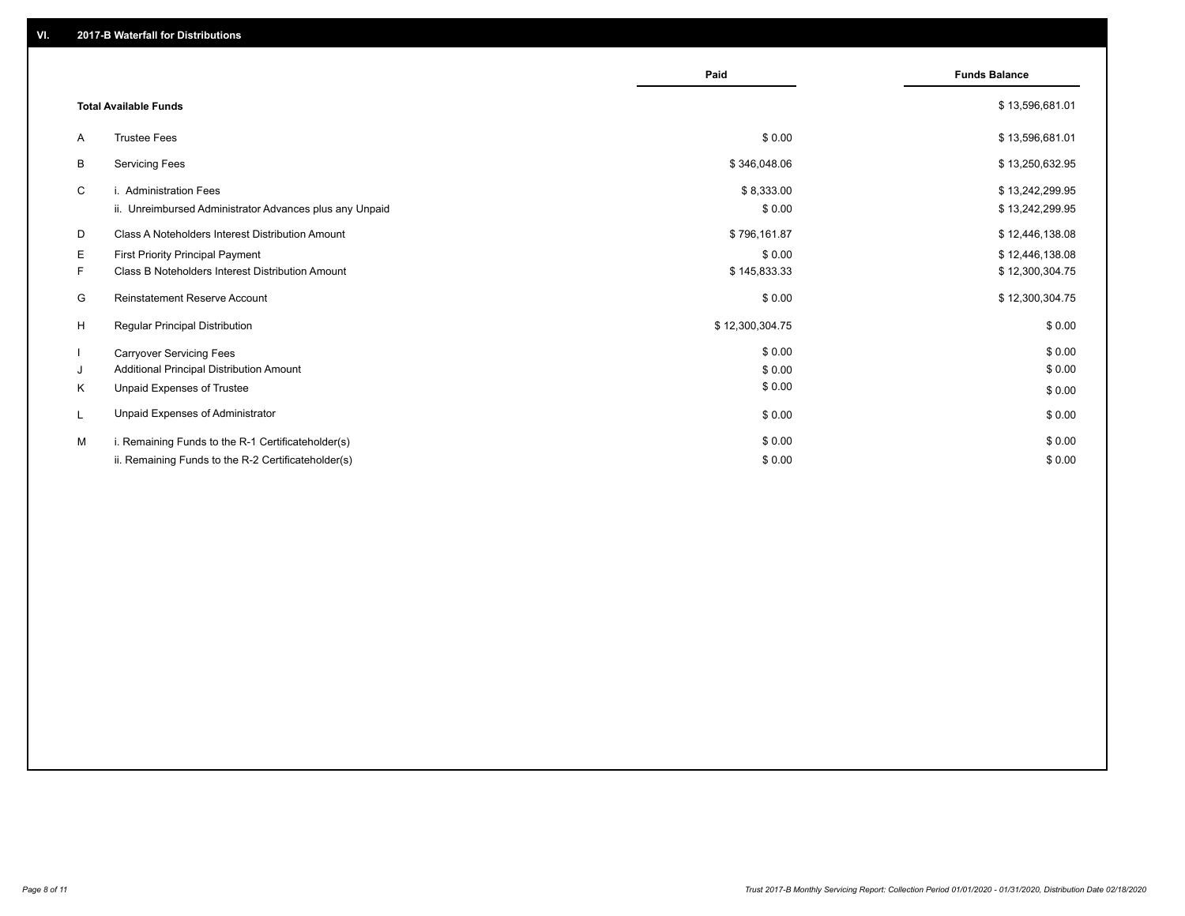## VI. 2017-B Waterfall for Distributions

| | | Paid | Funds Balance |
|---|---|---|---|
| | **Total Available Funds** | | $ 13,596,681.01 |
| A | Trustee Fees | $ 0.00 | $ 13,596,681.01 |
| B | Servicing Fees | $ 346,048.06 | $ 13,250,632.95 |
| C | i. Administration Fees | $ 8,333.00 | $ 13,242,299.95 |
| | ii. Unreimbursed Administrator Advances plus any Unpaid | $ 0.00 | $ 13,242,299.95 |
| D | Class A Noteholders Interest Distribution Amount | $ 796,161.87 | $ 12,446,138.08 |
| E | First Priority Principal Payment | $ 0.00 | $ 12,446,138.08 |
| F | Class B Noteholders Interest Distribution Amount | $ 145,833.33 | $ 12,300,304.75 |
| G | Reinstatement Reserve Account | $ 0.00 | $ 12,300,304.75 |
| H | Regular Principal Distribution | $ 12,300,304.75 | $ 0.00 |
| I | Carryover Servicing Fees | $ 0.00 | $ 0.00 |
| J | Additional Principal Distribution Amount | $ 0.00 | $ 0.00 |
| K | Unpaid Expenses of Trustee | $ 0.00 | $ 0.00 |
| L | Unpaid Expenses of Administrator | $ 0.00 | $ 0.00 |
| M | i. Remaining Funds to the R-1 Certificateholder(s) | $ 0.00 | $ 0.00 |
| | ii. Remaining Funds to the R-2 Certificateholder(s) | $ 0.00 | $ 0.00 |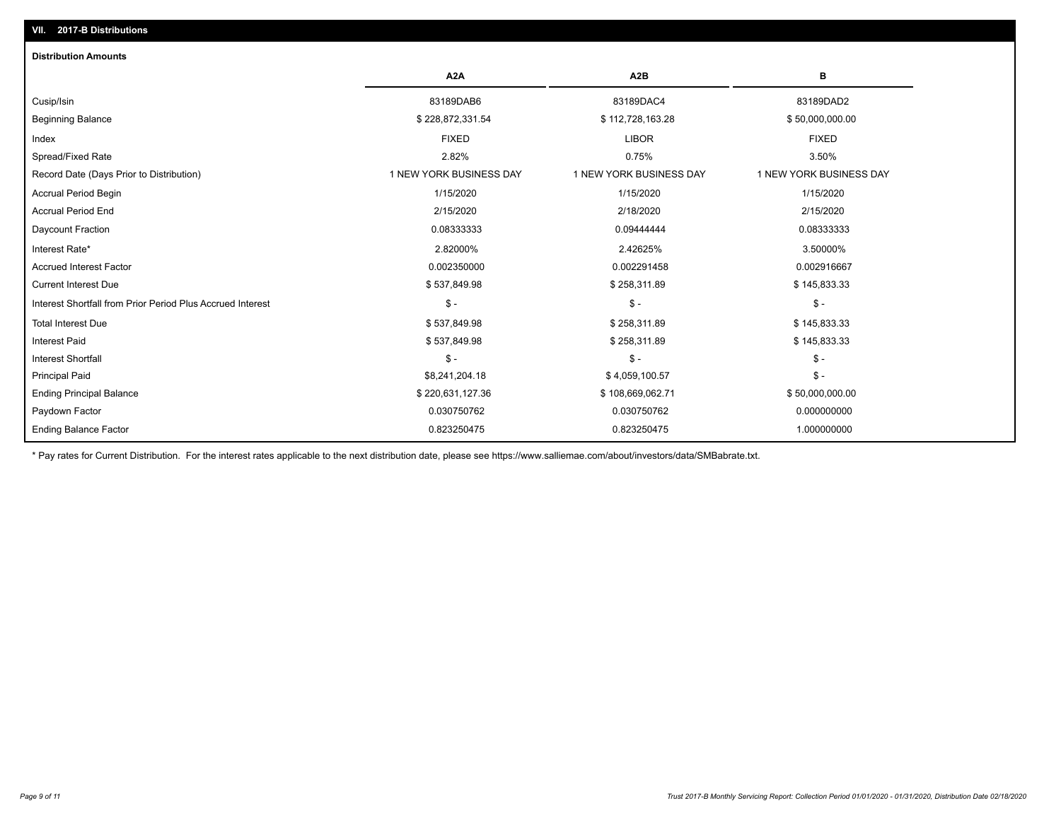## VII. 2017-B Distributions

### Distribution Amounts

| | A2A | A2B | B |
|---|---|---|---|
| Cusip/Isin | 83189DAB6 | 83189DAC4 | 83189DAD2 |
| Beginning Balance | $ 228,872,331.54 | $ 112,728,163.28 | $ 50,000,000.00 |
| Index | FIXED | LIBOR | FIXED |
| Spread/Fixed Rate | 2.82% | 0.75% | 3.50% |
| Record Date (Days Prior to Distribution) | 1 NEW YORK BUSINESS DAY | 1 NEW YORK BUSINESS DAY | 1 NEW YORK BUSINESS DAY |
| Accrual Period Begin | 1/15/2020 | 1/15/2020 | 1/15/2020 |
| Accrual Period End | 2/15/2020 | 2/18/2020 | 2/15/2020 |
| Daycount Fraction | 0.08333333 | 0.09444444 | 0.08333333 |
| Interest Rate* | 2.82000% | 2.42625% | 3.50000% |
| Accrued Interest Factor | 0.002350000 | 0.002291458 | 0.002916667 |
| Current Interest Due | $ 537,849.98 | $ 258,311.89 | $ 145,833.33 |
| Interest Shortfall from Prior Period Plus Accrued Interest | $ - | $ - | $ - |
| Total Interest Due | $ 537,849.98 | $ 258,311.89 | $ 145,833.33 |
| Interest Paid | $ 537,849.98 | $ 258,311.89 | $ 145,833.33 |
| Interest Shortfall | $ - | $ - | $ - |
| Principal Paid | $8,241,204.18 | $ 4,059,100.57 | $ - |
| Ending Principal Balance | $ 220,631,127.36 | $ 108,669,062.71 | $ 50,000,000.00 |
| Paydown Factor | 0.030750762 | 0.030750762 | 0.000000000 |
| Ending Balance Factor | 0.823250475 | 0.823250475 | 1.000000000 |

* Pay rates for Current Distribution. For the interest rates applicable to the next distribution date, please see https://www.salliemae.com/about/investors/data/SMBabrate.txt.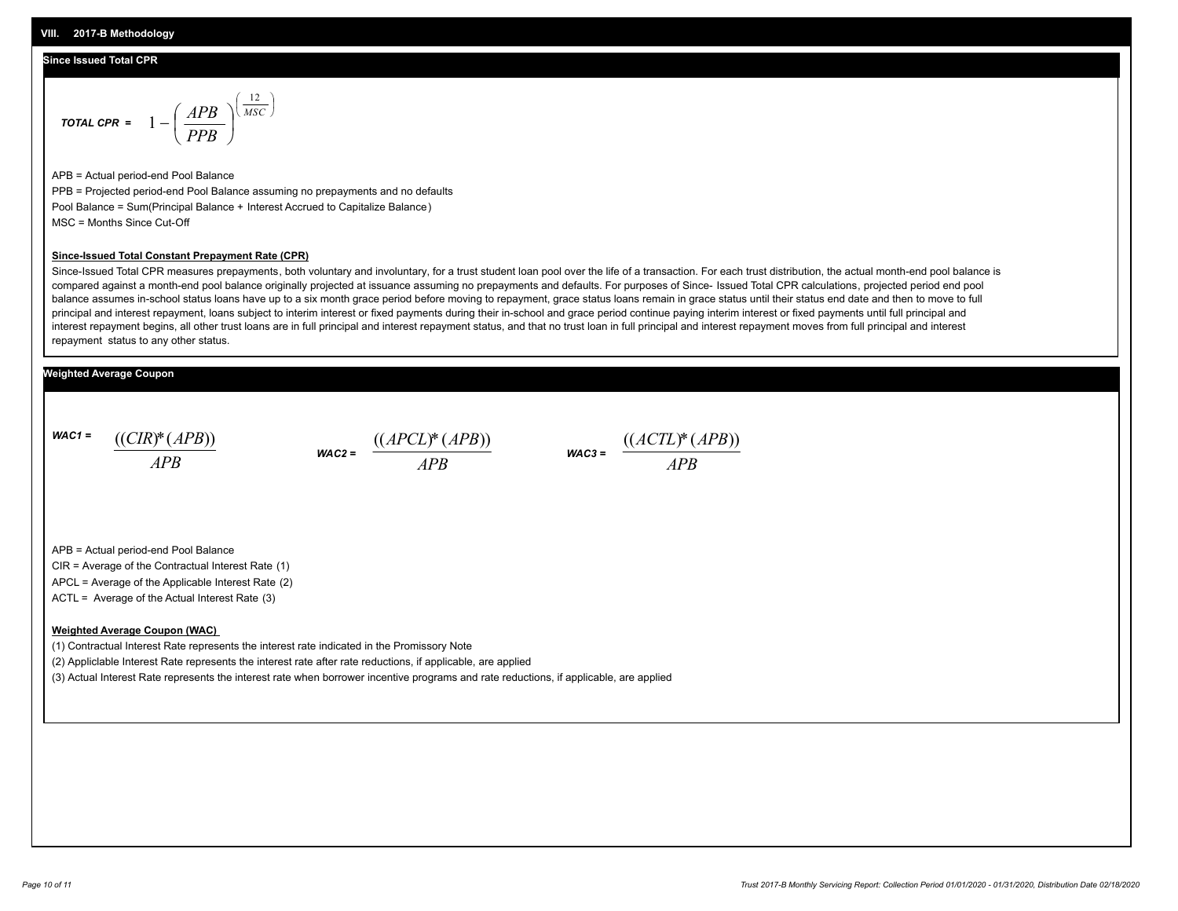## VIII. 2017-B Methodology

### Since Issued Total CPR

**TOTAL CPR =** $$1 - \left( \frac{APB}{PPB} \right)^{\left( \frac{12}{MSC} \right)}$$

APB = Actual period-end Pool Balance

PPB = Projected period-end Pool Balance assuming no prepayments and no defaults

Pool Balance = Sum(Principal Balance + Interest Accrued to Capitalize Balance)

MSC = Months Since Cut-Off

**Since-Issued Total Constant Prepayment Rate (CPR)**

Since-Issued Total CPR measures prepayments, both voluntary and involuntary, for a trust student loan pool over the life of a transaction. For each trust distribution, the actual month-end pool balance is compared against a month-end pool balance originally projected at issuance assuming no prepayments and defaults. For purposes of Since- Issued Total CPR calculations, projected period end pool balance assumes in-school status loans have up to a six month grace period before moving to repayment, grace status loans remain in grace status until their status end date and then to move to full principal and interest repayment, loans subject to interim interest or fixed payments during their in-school and grace period continue paying interim interest or fixed payments until full principal and interest repayment begins, all other trust loans are in full principal and interest repayment status, and that no trust loan in full principal and interest repayment moves from full principal and interest repayment status to any other status.

### Weighted Average Coupon

**WAC1 =** $$\frac{((CIR)*(APB))}{APB}$$

**WAC2 =** $$\frac{((APCL)*(APB))}{APB}$$

**WAC3 =** $$\frac{((ACTL)*(APB))}{APB}$$

APB = Actual period-end Pool Balance

CIR = Average of the Contractual Interest Rate (1)

APCL = Average of the Applicable Interest Rate (2)

ACTL = Average of the Actual Interest Rate (3)

**Weighted Average Coupon (WAC)**

(1) Contractual Interest Rate represents the interest rate indicated in the Promissory Note

(2) Appliclable Interest Rate represents the interest rate after rate reductions, if applicable, are applied

(3) Actual Interest Rate represents the interest rate when borrower incentive programs and rate reductions, if applicable, are applied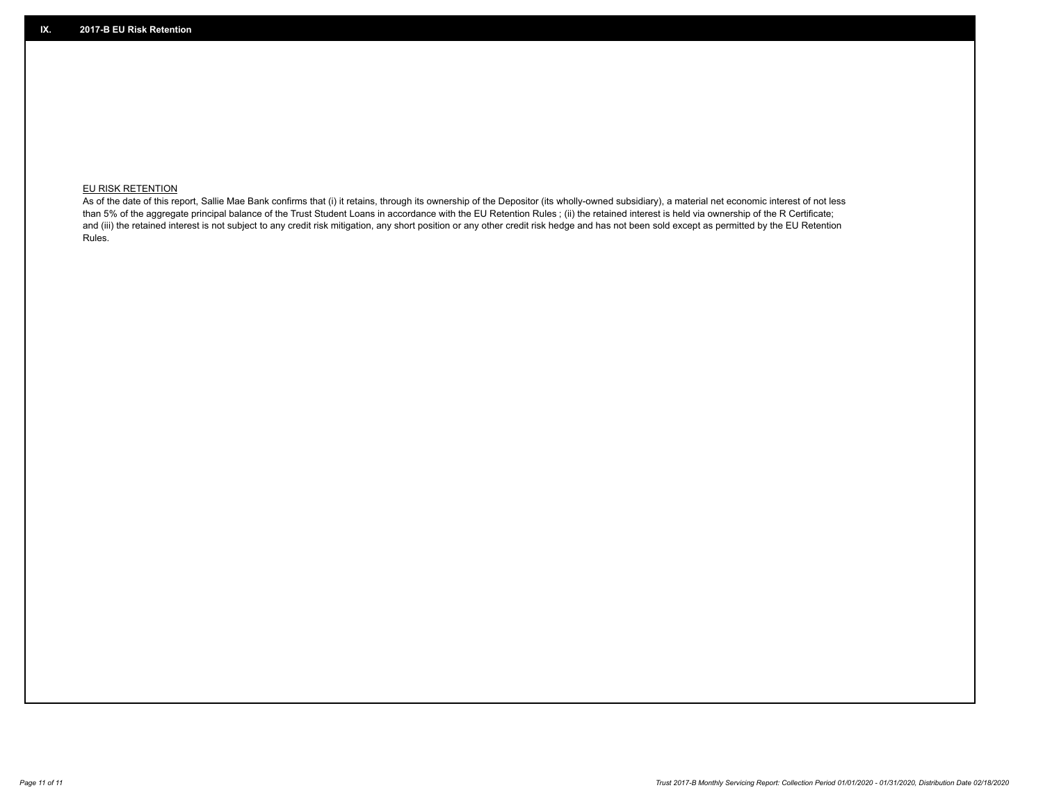## IX. 2017-B EU Risk Retention

EU RISK RETENTION

As of the date of this report, Sallie Mae Bank confirms that (i) it retains, through its ownership of the Depositor (its wholly-owned subsidiary), a material net economic interest of not less than 5% of the aggregate principal balance of the Trust Student Loans in accordance with the EU Retention Rules ; (ii) the retained interest is held via ownership of the R Certificate; and (iii) the retained interest is not subject to any credit risk mitigation, any short position or any other credit risk hedge and has not been sold except as permitted by the EU Retention Rules.